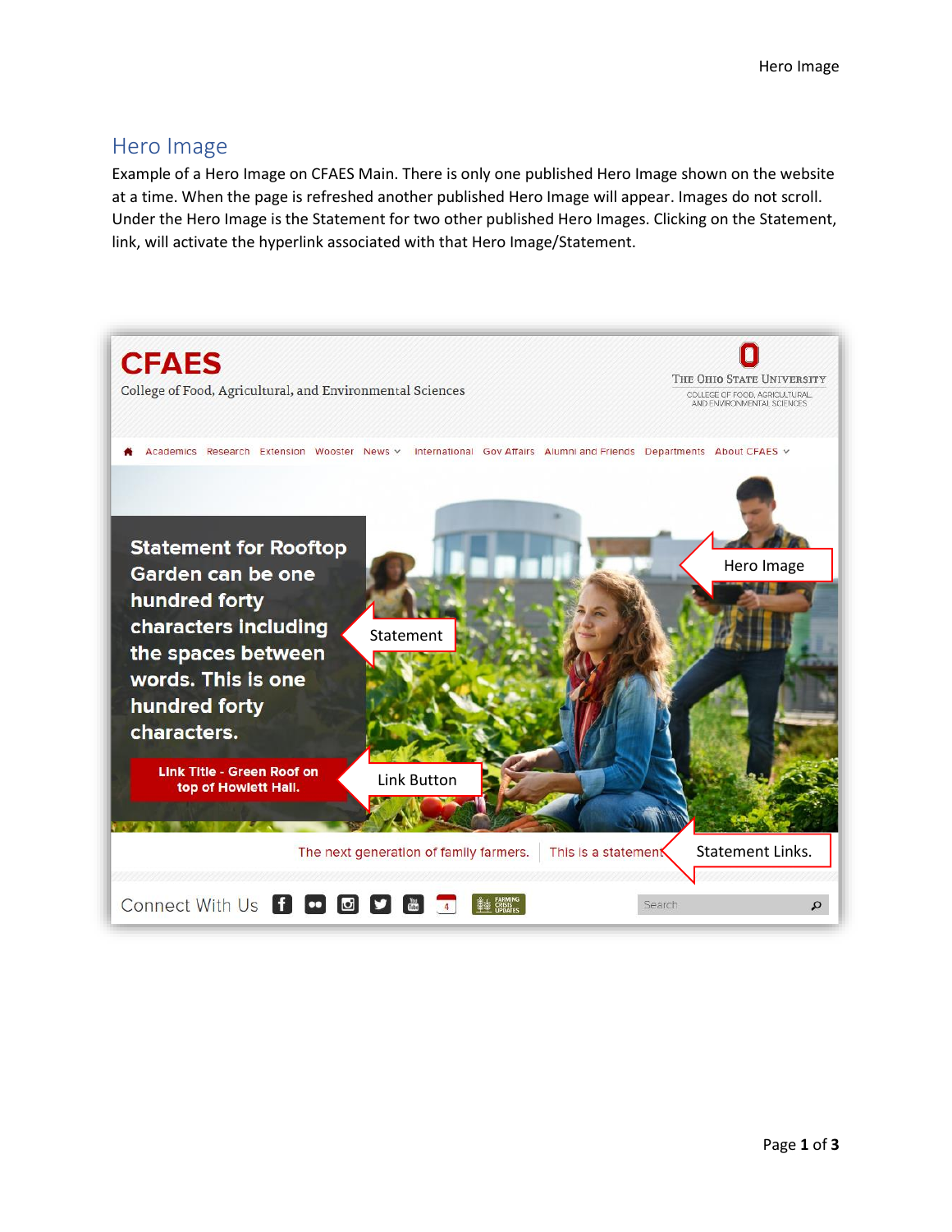# Hero Image

Example of a Hero Image on CFAES Main. There is only one published Hero Image shown on the website at a time. When the page is refreshed another published Hero Image will appear. Images do not scroll. Under the Hero Image is the Statement for two other published Hero Images. Clicking on the Statement, link, will activate the hyperlink associated with that Hero Image/Statement.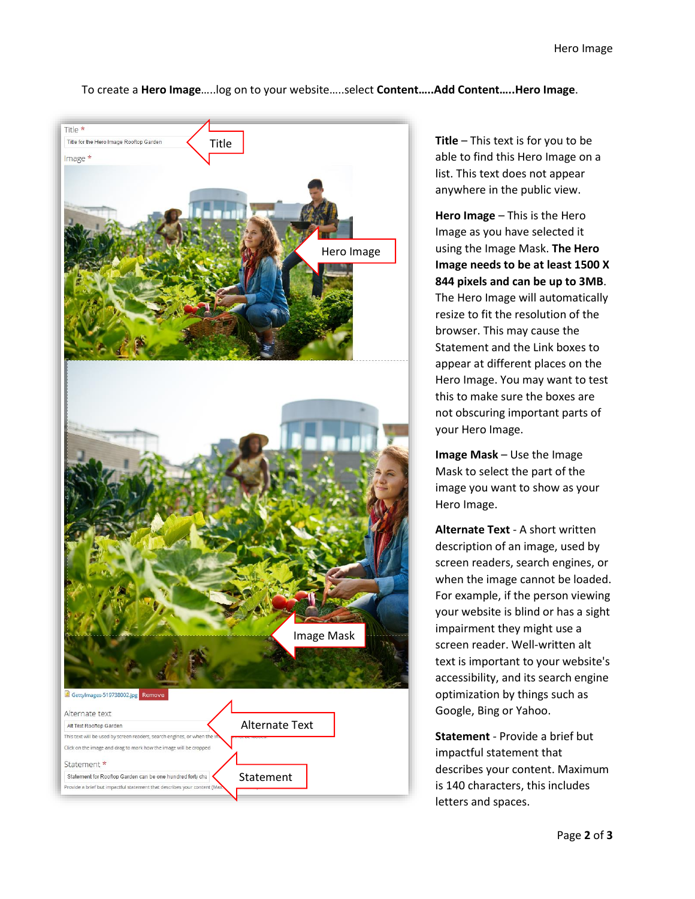To create a **Hero Image**.....log on to your website.....select **Content.....Add Content.....Hero Image**.

**Title** – This text is for you to be able to find this Hero Image on a list. This text does not appear anywhere in the public view.

**Hero Image** – This is the Hero Image as you have selected it using the Image Mask. **The Hero Image needs to be at least 1500 X 844 pixels and can be up to 3MB**. The Hero Image will automatically resize to fit the resolution of the browser. This may cause the Statement and the Link boxes to appear at different places on the Hero Image. You may want to test this to make sure the boxes are not obscuring important parts of your Hero Image.

**Image Mask** – Use the Image Mask to select the part of the image you want to show as your Hero Image.

**Alternate Text** - A short written description of an image, used by screen readers, search engines, or when the image cannot be loaded. For example, if the person viewing your website is blind or has a sight impairment they might use a screen reader. Well-written alt text is important to your website's accessibility, and its search engine optimization by things such as Google, Bing or Yahoo.

**Statement** - Provide a brief but impactful statement that describes your content. Maximum is 140 characters, this includes letters and spaces.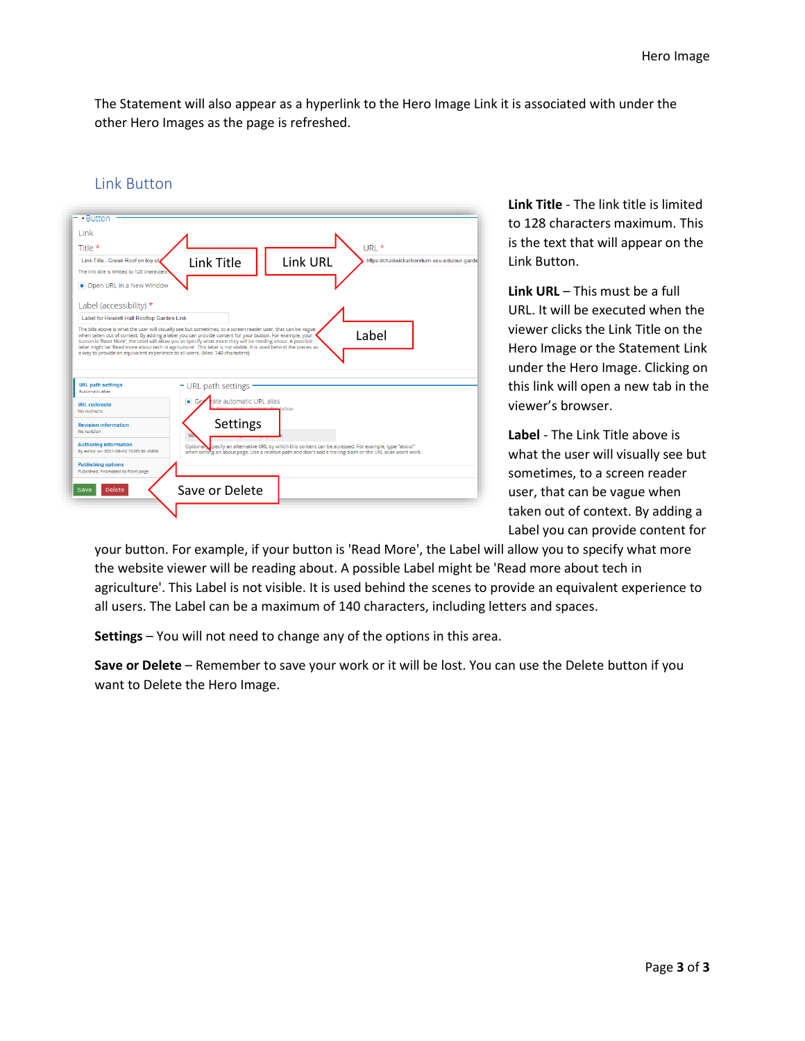The Statement will also appear as a hyperlink to the Hero Image Link it is associated with under the other Hero Images as the page is refreshed.

## Link Button

**Link Title** - The link title is limited to 128 characters maximum. This is the text that will appear on the Link Button.

**Link URL** – This must be a full URL. It will be executed when the viewer clicks the Link Title on the Hero Image or the Statement Link under the Hero Image. Clicking on this link will open a new tab in the viewer's browser.

**Label** - The Link Title above is what the user will visually see but sometimes, to a screen reader user, that can be vague when taken out of context. By adding a Label you can provide content for your button. For example, if your button is 'Read More', the Label will allow you to specify what more the website viewer will be reading about. A possible Label might be 'Read more about tech in agriculture'. This Label is not visible. It is used behind the scenes to provide an equivalent experience to all users. The Label can be a maximum of 140 characters, including letters and spaces.

**Settings** – You will not need to change any of the options in this area.

**Save or Delete** – Remember to save your work or it will be lost. You can use the Delete button if you want to Delete the Hero Image.